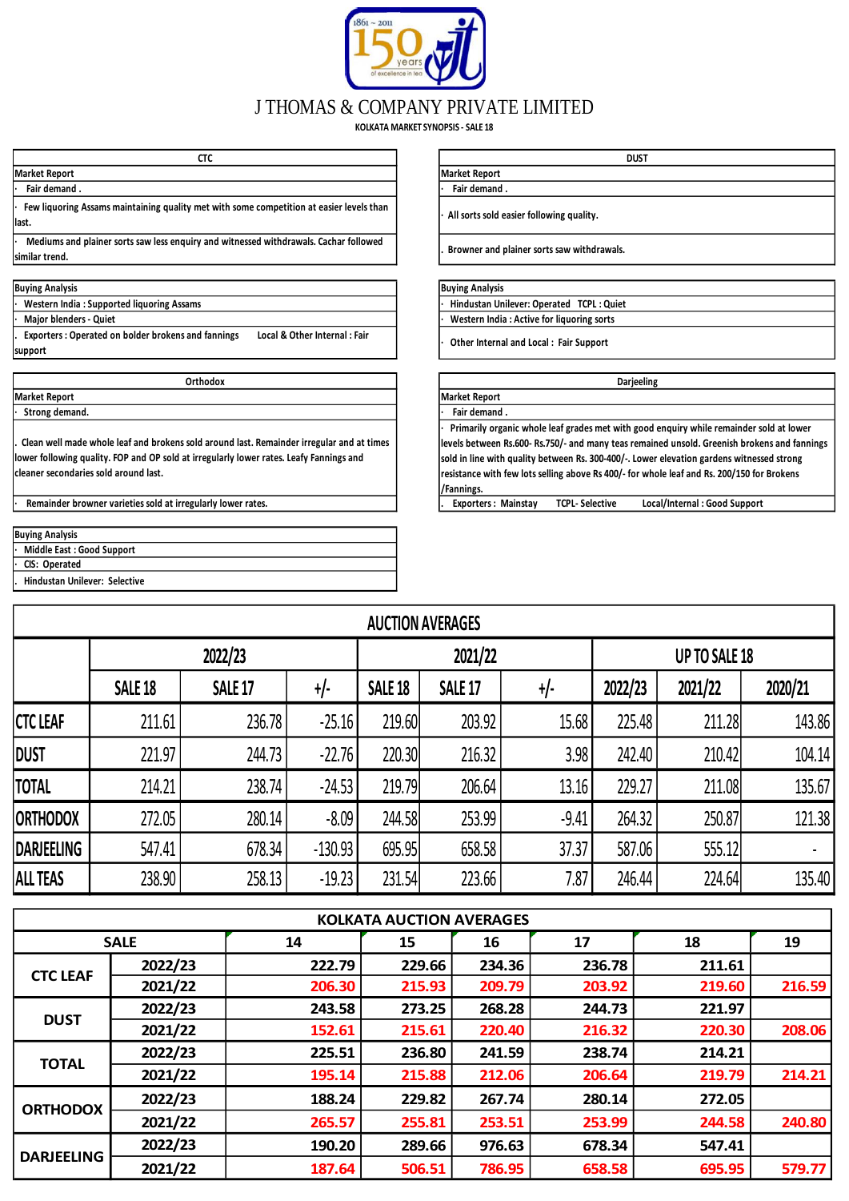# J THOMAS & COMPANY PRIVATE LIMITED

**KOLKATA MARKET SYNOPSIS - SALE 18**

## CTC

**Market Report**

- Fair demand .
- Few liquoring Assams maintaining quality met with some competition at easier levels than last.
- Mediums and plainer sorts saw less enquiry and witnessed withdrawals. Cachar followed similar trend.

**Buying Analysis**

- Western India : Supported liquoring Assams
- Major blenders - Quiet
- Exporters : Operated on bolder brokens and fannings    Local & Other Internal : Fair support

## DUST

**Market Report**

- Fair demand .
- All sorts sold easier following quality.
- Browner and plainer sorts saw withdrawals.

**Buying Analysis**

- Hindustan Unilever: Operated   TCPL : Quiet
- Western India : Active for liquoring sorts
- Other Internal and Local : Fair Support

## Orthodox

**Market Report**

- Strong demand.
- Clean well made whole leaf and brokens sold around last. Remainder irregular and at times lower following quality. FOP and OP sold at irregularly lower rates. Leafy Fannings and cleaner secondaries sold around last.
- Remainder browner varieties sold at irregularly lower rates.

**Buying Analysis**

- Middle East : Good Support
- CIS: Operated
- Hindustan Unilever: Selective

## Darjeeling

**Market Report**

- Fair demand .
- Primarily organic whole leaf grades met with good enquiry while remainder sold at lower levels between Rs.600- Rs.750/- and many teas remained unsold. Greenish brokens and fannings sold in line with quality between Rs. 300-400/-. Lower elevation gardens witnessed strong resistance with few lots selling above Rs 400/- for whole leaf and Rs. 200/150 for Brokens /Fannings.
- Exporters : Mainstay    TCPL- Selective    Local/Internal : Good Support

## AUCTION AVERAGES

| | 2022/23 | | | 2021/22 | | | UP TO SALE 18 | | |
|---|---|---|---|---|---|---|---|---|---|
| | SALE 18 | SALE 17 | +/- | SALE 18 | SALE 17 | +/- | 2022/23 | 2021/22 | 2020/21 |
| CTC LEAF | 211.61 | 236.78 | -25.16 | 219.60 | 203.92 | 15.68 | 225.48 | 211.28 | 143.86 |
| DUST | 221.97 | 244.73 | -22.76 | 220.30 | 216.32 | 3.98 | 242.40 | 210.42 | 104.14 |
| TOTAL | 214.21 | 238.74 | -24.53 | 219.79 | 206.64 | 13.16 | 229.27 | 211.08 | 135.67 |
| ORTHODOX | 272.05 | 280.14 | -8.09 | 244.58 | 253.99 | -9.41 | 264.32 | 250.87 | 121.38 |
| DARJEELING | 547.41 | 678.34 | -130.93 | 695.95 | 658.58 | 37.37 | 587.06 | 555.12 | - |
| ALL TEAS | 238.90 | 258.13 | -19.23 | 231.54 | 223.66 | 7.87 | 246.44 | 224.64 | 135.40 |

## KOLKATA AUCTION AVERAGES

| SALE | | 14 | 15 | 16 | 17 | 18 | 19 |
|---|---|---|---|---|---|---|---|
| CTC LEAF | 2022/23 | 222.79 | 229.66 | 234.36 | 236.78 | 211.61 | |
| | 2021/22 | 206.30 | 215.93 | 209.79 | 203.92 | 219.60 | 216.59 |
| DUST | 2022/23 | 243.58 | 273.25 | 268.28 | 244.73 | 221.97 | |
| | 2021/22 | 152.61 | 215.61 | 220.40 | 216.32 | 220.30 | 208.06 |
| TOTAL | 2022/23 | 225.51 | 236.80 | 241.59 | 238.74 | 214.21 | |
| | 2021/22 | 195.14 | 215.88 | 212.06 | 206.64 | 219.79 | 214.21 |
| ORTHODOX | 2022/23 | 188.24 | 229.82 | 267.74 | 280.14 | 272.05 | |
| | 2021/22 | 265.57 | 255.81 | 253.51 | 253.99 | 244.58 | 240.80 |
| DARJEELING | 2022/23 | 190.20 | 289.66 | 976.63 | 678.34 | 547.41 | |
| | 2021/22 | 187.64 | 506.51 | 786.95 | 658.58 | 695.95 | 579.77 |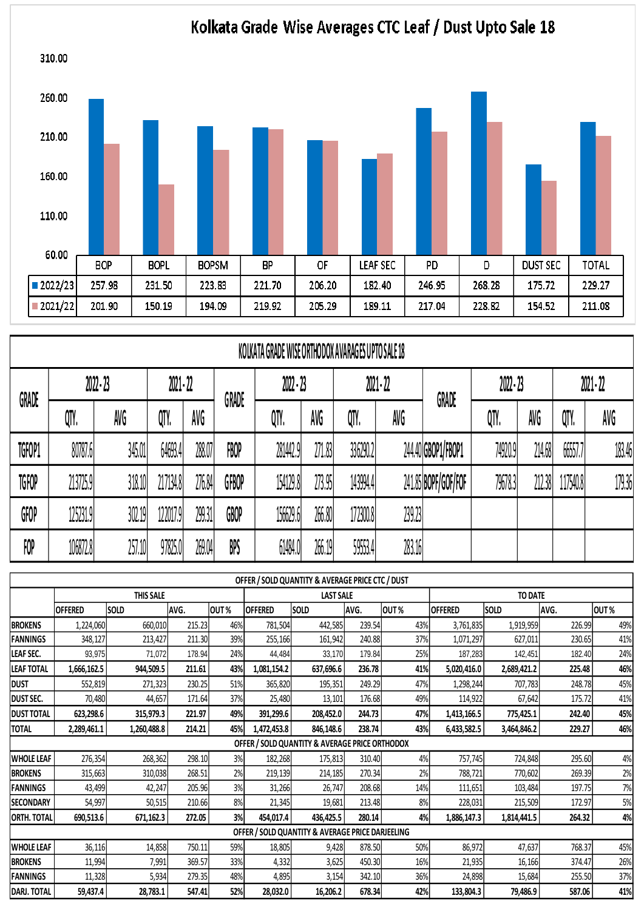## Kolkata Grade Wise Averages CTC Leaf / Dust Upto Sale 18

| | BOP | BOPL | BOPSM | BP | OF | LEAF SEC | PD | D | DUST SEC | TOTAL |
|---|---|---|---|---|---|---|---|---|---|---|
| 2022/23 | 257.98 | 231.50 | 223.83 | 221.70 | 206.20 | 182.40 | 246.95 | 268.28 | 175.72 | 229.27 |
| 2021/22 | 201.90 | 150.19 | 194.09 | 219.92 | 205.29 | 189.11 | 217.04 | 228.82 | 154.52 | 211.08 |

## KOLKATA GRADE WISE ORTHODOX AVARAGES UPTO SALE 18

| GRADE | 2022 - 23 | | 2021 - 22 | | GRADE | 2022 - 23 | | 2021 - 22 | | GRADE | 2022 - 23 | | 2021 - 22 | |
|---|---|---|---|---|---|---|---|---|---|---|---|---|---|---|
| | QTY. | AVG | QTY. | AVG | | QTY. | AVG | QTY. | AVG | | QTY. | AVG | QTY. | AVG |
| TGFOP1 | 80787.6 | 345.01 | 64693.4 | 288.07 | FBOP | 281442.9 | 271.83 | 336290.2 | 244.40 | GBOP1/FBOP1 | 74920.9 | 214.68 | 66557.7 | 183.46 |
| TGFOP | 213725.9 | 318.10 | 217134.8 | 276.84 | GFBOP | 154129.8 | 273.95 | 143994.4 | 241.85 | BOPF/GOF/FOF | 79678.3 | 212.38 | 117540.8 | 179.36 |
| GFOP | 125231.9 | 302.19 | 122017.9 | 299.31 | GBOP | 156629.6 | 266.80 | 172300.8 | 239.23 | | | | | |
| FOP | 106872.8 | 257.10 | 97825.0 | 269.04 | BPS | 61484.0 | 266.19 | 59553.4 | 283.16 | | | | | |

## OFFER / SOLD QUANTITY & AVERAGE PRICE CTC / DUST

| | THIS SALE | | | | LAST SALE | | | | TO DATE | | | |
|---|---|---|---|---|---|---|---|---|---|---|---|---|
| | OFFERED | SOLD | AVG. | OUT % | OFFERED | SOLD | AVG. | OUT % | OFFERED | SOLD | AVG. | OUT % |
| BROKENS | 1,224,060 | 660,010 | 215.23 | 46% | 781,504 | 442,585 | 239.54 | 43% | 3,761,835 | 1,919,959 | 226.99 | 49% |
| FANNINGS | 348,127 | 213,427 | 211.30 | 39% | 255,166 | 161,942 | 240.88 | 37% | 1,071,297 | 627,011 | 230.65 | 41% |
| LEAF SEC. | 93,975 | 71,072 | 178.94 | 24% | 44,484 | 33,170 | 179.84 | 25% | 187,283 | 142,451 | 182.40 | 24% |
| **LEAF TOTAL** | **1,666,162.5** | **944,509.5** | **211.61** | **43%** | **1,081,154.2** | **637,696.6** | **236.78** | **41%** | **5,020,416.0** | **2,689,421.2** | **225.48** | **46%** |
| DUST | 552,819 | 271,323 | 230.25 | 51% | 365,820 | 195,351 | 249.29 | 47% | 1,298,244 | 707,783 | 248.78 | 45% |
| DUST SEC. | 70,480 | 44,657 | 171.64 | 37% | 25,480 | 13,101 | 176.68 | 49% | 114,922 | 67,642 | 175.72 | 41% |
| **DUST TOTAL** | **623,298.6** | **315,979.3** | **221.97** | **49%** | **391,299.6** | **208,452.0** | **244.73** | **47%** | **1,413,166.5** | **775,425.1** | **242.40** | **45%** |
| **TOTAL** | **2,289,461.1** | **1,260,488.8** | **214.21** | **45%** | **1,472,453.8** | **846,148.6** | **238.74** | **43%** | **6,433,582.5** | **3,464,846.2** | **229.27** | **46%** |
| **OFFER / SOLD QUANTITY & AVERAGE PRICE ORTHODOX** | | | | | | | | | | | | |
| WHOLE LEAF | 276,354 | 268,362 | 298.10 | 3% | 182,268 | 175,813 | 310.40 | 4% | 757,745 | 724,848 | 295.60 | 4% |
| BROKENS | 315,663 | 310,038 | 268.51 | 2% | 219,139 | 214,185 | 270.34 | 2% | 788,721 | 770,602 | 269.39 | 2% |
| FANNINGS | 43,499 | 42,247 | 205.96 | 3% | 31,266 | 26,747 | 208.68 | 14% | 111,651 | 103,484 | 197.75 | 7% |
| SECONDARY | 54,997 | 50,515 | 210.66 | 8% | 21,345 | 19,681 | 213.48 | 8% | 228,031 | 215,509 | 172.97 | 5% |
| **ORTH. TOTAL** | **690,513.6** | **671,162.3** | **272.05** | **3%** | **454,017.4** | **436,425.5** | **280.14** | **4%** | **1,886,147.3** | **1,814,441.5** | **264.32** | **4%** |
| **OFFER / SOLD QUANTITY & AVERAGE PRICE DARJEELING** | | | | | | | | | | | | |
| WHOLE LEAF | 36,116 | 14,858 | 750.11 | 59% | 18,805 | 9,428 | 878.50 | 50% | 86,972 | 47,637 | 768.37 | 45% |
| BROKENS | 11,994 | 7,991 | 369.57 | 33% | 4,332 | 3,625 | 450.30 | 16% | 21,935 | 16,166 | 374.47 | 26% |
| FANNINGS | 11,328 | 5,934 | 279.35 | 48% | 4,895 | 3,154 | 342.10 | 36% | 24,898 | 15,684 | 255.50 | 37% |
| **DARJ. TOTAL** | **59,437.4** | **28,783.1** | **547.41** | **52%** | **28,032.0** | **16,206.2** | **678.34** | **42%** | **133,804.3** | **79,486.9** | **587.06** | **41%** |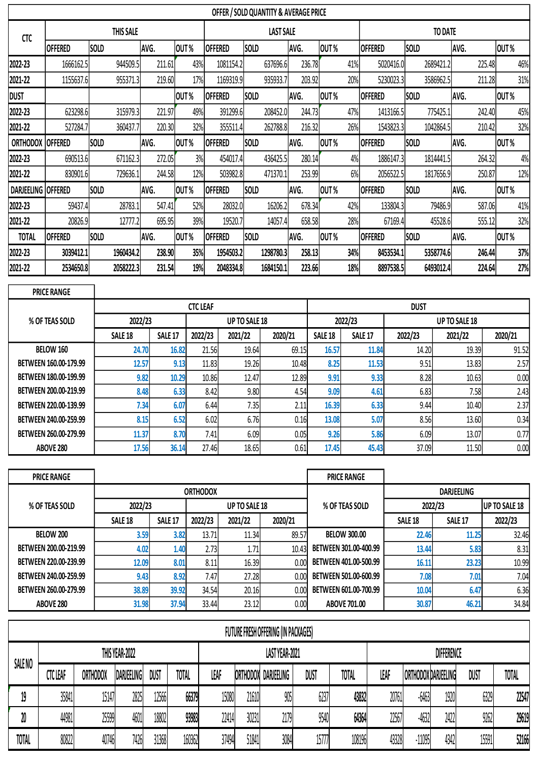## OFFER / SOLD QUANTITY & AVERAGE PRICE

| CTC | THIS SALE | | | | LAST SALE | | | | TO DATE | | | |
|---|---|---|---|---|---|---|---|---|---|---|---|---|
| | OFFERED | SOLD | AVG. | OUT % | OFFERED | SOLD | AVG. | OUT % | OFFERED | SOLD | AVG. | OUT % |
| 2022-23 | 1666162.5 | 944509.5 | 211.61 | 43% | 1081154.2 | 637696.6 | 236.78 | 41% | 5020416.0 | 2689421.2 | 225.48 | 46% |
| 2021-22 | 1155637.6 | 955371.3 | 219.60 | 17% | 1169319.9 | 935933.7 | 203.92 | 20% | 5230023.3 | 3586962.5 | 211.28 | 31% |
| DUST | | | | OUT % | OFFERED | SOLD | AVG. | OUT % | OFFERED | SOLD | AVG. | OUT % |
| 2022-23 | 623298.6 | 315979.3 | 221.97 | 49% | 391299.6 | 208452.0 | 244.73 | 47% | 1413166.5 | 775425.1 | 242.40 | 45% |
| 2021-22 | 527284.7 | 360437.7 | 220.30 | 32% | 355511.4 | 262788.8 | 216.32 | 26% | 1543823.3 | 1042864.5 | 210.42 | 32% |
| ORTHODOX | OFFERED | SOLD | AVG. | OUT % | OFFERED | SOLD | AVG. | OUT % | OFFERED | SOLD | AVG. | OUT % |
| 2022-23 | 690513.6 | 671162.3 | 272.05 | 3% | 454017.4 | 436425.5 | 280.14 | 4% | 1886147.3 | 1814441.5 | 264.32 | 4% |
| 2021-22 | 830901.6 | 729636.1 | 244.58 | 12% | 503982.8 | 471370.1 | 253.99 | 6% | 2056522.5 | 1817656.9 | 250.87 | 12% |
| DARJEELING | OFFERED | SOLD | AVG. | OUT % | OFFERED | SOLD | AVG. | OUT % | OFFERED | SOLD | AVG. | OUT % |
| 2022-23 | 59437.4 | 28783.1 | 547.41 | 52% | 28032.0 | 16206.2 | 678.34 | 42% | 133804.3 | 79486.9 | 587.06 | 41% |
| 2021-22 | 20826.9 | 12777.2 | 695.95 | 39% | 19520.7 | 14057.4 | 658.58 | 28% | 67169.4 | 45528.6 | 555.12 | 32% |
| TOTAL | OFFERED | SOLD | AVG. | OUT % | OFFERED | SOLD | AVG. | OUT % | OFFERED | SOLD | AVG. | OUT % |
| **2022-23** | **3039412.1** | **1960434.2** | **238.90** | **35%** | **1954503.2** | **1298780.3** | **258.13** | **34%** | **8453534.1** | **5358774.6** | **246.44** | **37%** |
| **2021-22** | **2534650.8** | **2058222.3** | **231.54** | **19%** | **2048334.8** | **1684150.1** | **223.66** | **18%** | **8897538.5** | **6493012.4** | **224.64** | **27%** |

## PRICE RANGE

| % OF TEAS SOLD | CTC LEAF | | | | | DUST | | | | |
|---|---|---|---|---|---|---|---|---|---|---|
| | 2022/23 | | UP TO SALE 18 | | | 2022/23 | | UP TO SALE 18 | | |
| | SALE 18 | SALE 17 | 2022/23 | 2021/22 | 2020/21 | SALE 18 | SALE 17 | 2022/23 | 2021/22 | 2020/21 |
| BELOW 160 | 24.70 | 16.82 | 21.56 | 19.64 | 69.15 | 16.57 | 11.84 | 14.20 | 19.39 | 91.52 |
| BETWEEN 160.00-179.99 | 12.57 | 9.13 | 11.83 | 19.26 | 10.48 | 8.25 | 11.53 | 9.51 | 13.83 | 2.57 |
| BETWEEN 180.00-199.99 | 9.82 | 10.29 | 10.86 | 12.47 | 12.89 | 9.91 | 9.33 | 8.28 | 10.63 | 0.00 |
| BETWEEN 200.00-219.99 | 8.48 | 6.33 | 8.42 | 9.80 | 4.54 | 9.09 | 4.61 | 6.83 | 7.58 | 2.43 |
| BETWEEN 220.00-139.99 | 7.34 | 6.07 | 6.44 | 7.35 | 2.11 | 16.39 | 6.33 | 9.44 | 10.40 | 2.37 |
| BETWEEN 240.00-259.99 | 8.15 | 6.52 | 6.02 | 6.76 | 0.16 | 13.08 | 5.07 | 8.56 | 13.60 | 0.34 |
| BETWEEN 260.00-279.99 | 11.37 | 8.70 | 7.41 | 6.09 | 0.05 | 9.26 | 5.86 | 6.09 | 13.07 | 0.77 |
| ABOVE 280 | 17.56 | 36.14 | 27.46 | 18.65 | 0.61 | 17.45 | 45.43 | 37.09 | 11.50 | 0.00 |

## PRICE RANGE

| % OF TEAS SOLD | ORTHODOX | | | | |
|---|---|---|---|---|---|
| | 2022/23 | | UP TO SALE 18 | | |
| | SALE 18 | SALE 17 | 2022/23 | 2021/22 | 2020/21 |
| BELOW 200 | 3.59 | 3.82 | 13.71 | 11.34 | 89.57 |
| BETWEEN 200.00-219.99 | 4.02 | 1.40 | 2.73 | 1.71 | 10.43 |
| BETWEEN 220.00-239.99 | 12.09 | 8.01 | 8.11 | 16.39 | 0.00 |
| BETWEEN 240.00-259.99 | 9.43 | 8.92 | 7.47 | 27.28 | 0.00 |
| BETWEEN 260.00-279.99 | 38.89 | 39.92 | 34.54 | 20.16 | 0.00 |
| ABOVE 280 | 31.98 | 37.94 | 33.44 | 23.12 | 0.00 |

## PRICE RANGE

| % OF TEAS SOLD | DARJEELING | | |
|---|---|---|---|
| | 2022/23 | | UP TO SALE 18 |
| | SALE 18 | SALE 17 | 2022/23 |
| BELOW 300.00 | 22.46 | 11.25 | 32.46 |
| BETWEEN 301.00-400.99 | 13.44 | 5.83 | 8.31 |
| BETWEEN 401.00-500.99 | 16.11 | 23.23 | 10.99 |
| BETWEEN 501.00-600.99 | 7.08 | 7.01 | 7.04 |
| BETWEEN 601.00-700.99 | 10.04 | 6.47 | 6.36 |
| ABOVE 701.00 | 30.87 | 46.21 | 34.84 |

## FUTURE FRESH OFFERING (IN PACKAGES)

| SALE NO | THIS YEAR-2022 | | | | | LAST YEAR-2021 | | | | | DIFFERENCE | | | | |
|---|---|---|---|---|---|---|---|---|---|---|---|---|---|---|---|
| | CTC LEAF | ORTHODOX | DARJEELING | DUST | TOTAL | LEAF | ORTHODOX | DARJEELING | DUST | TOTAL | LEAF | ORTHODOX | DARJEELING | DUST | TOTAL |
| 19 | 35841 | 15147 | 2825 | 12566 | **66379** | 15080 | 21610 | 905 | 6237 | **43832** | 20761 | -6463 | 1920 | 6329 | **22547** |
| 20 | 44981 | 25599 | 4601 | 18802 | **93983** | 22414 | 30231 | 2179 | 9540 | **64364** | 22567 | -4632 | 2422 | 9262 | **29619** |
| TOTAL | 80822 | 40746 | 7426 | 31368 | 160362 | 37494 | 51841 | 3084 | 15777 | 108196 | 43328 | -11095 | 4342 | 15591 | **52166** |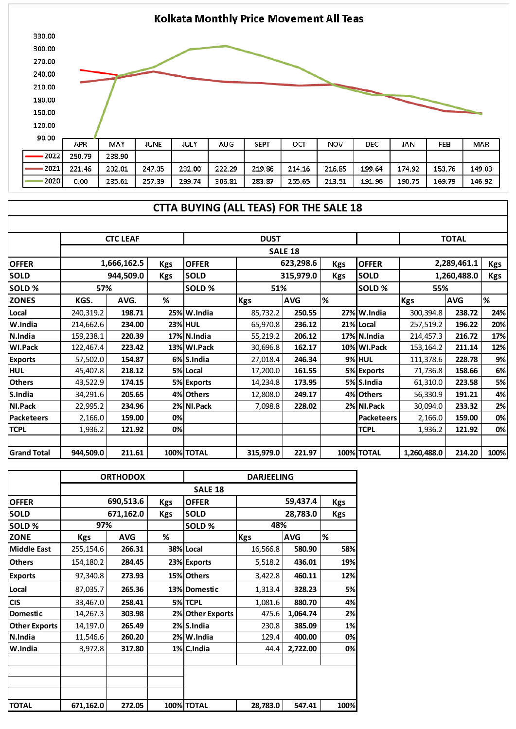## Kolkata Monthly Price Movement All Teas

| | APR | MAY | JUNE | JULY | AUG | SEPT | OCT | NOV | DEC | JAN | FEB | MAR |
|---|---|---|---|---|---|---|---|---|---|---|---|---|
| 2022 | 250.79 | 238.90 | | | | | | | | | | |
| 2021 | 221.46 | 232.01 | 247.35 | 232.00 | 222.29 | 219.86 | 214.16 | 216.85 | 199.64 | 174.92 | 153.76 | 149.03 |
| 2020 | 0.00 | 235.61 | 257.39 | 299.74 | 306.81 | 283.87 | 255.65 | 213.51 | 191.96 | 190.75 | 169.79 | 146.92 |

## CTTA BUYING (ALL TEAS) FOR THE SALE 18

| | CTC LEAF | | | DUST | | | | TOTAL | | |
|---|---|---|---|---|---|---|---|---|---|---|
| | SALE 18 | | | | | | | | | |
| OFFER | 1,666,162.5 | | Kgs | OFFER | 623,298.6 | | Kgs | OFFER | 2,289,461.1 | Kgs |
| SOLD | 944,509.0 | | Kgs | SOLD | 315,979.0 | | Kgs | SOLD | 1,260,488.0 | Kgs |
| SOLD % | 57% | | | SOLD % | 51% | | | SOLD % | 55% | |
| ZONES | KGS. | AVG. | % | | Kgs | AVG | % | | Kgs | AVG | % |
| Local | 240,319.2 | 198.71 | 25% | W.India | 85,732.2 | 250.55 | 27% | W.India | 300,394.8 | 238.72 | 24% |
| W.India | 214,662.6 | 234.00 | 23% | HUL | 65,970.8 | 236.12 | 21% | Local | 257,519.2 | 196.22 | 20% |
| N.India | 159,238.1 | 220.39 | 17% | N.India | 55,219.2 | 206.12 | 17% | N.India | 214,457.3 | 216.72 | 17% |
| WI.Pack | 122,467.4 | 223.42 | 13% | WI.Pack | 30,696.8 | 162.17 | 10% | WI.Pack | 153,164.2 | 211.14 | 12% |
| Exports | 57,502.0 | 154.87 | 6% | S.India | 27,018.4 | 246.34 | 9% | HUL | 111,378.6 | 228.78 | 9% |
| HUL | 45,407.8 | 218.12 | 5% | Local | 17,200.0 | 161.55 | 5% | Exports | 71,736.8 | 158.66 | 6% |
| Others | 43,522.9 | 174.15 | 5% | Exports | 14,234.8 | 173.95 | 5% | S.India | 61,310.0 | 223.58 | 5% |
| S.India | 34,291.6 | 205.65 | 4% | Others | 12,808.0 | 249.17 | 4% | Others | 56,330.9 | 191.21 | 4% |
| NI.Pack | 22,995.2 | 234.96 | 2% | NI.Pack | 7,098.8 | 228.02 | 2% | NI.Pack | 30,094.0 | 233.32 | 2% |
| Packeteers | 2,166.0 | 159.00 | 0% | | | | | Packeteers | 2,166.0 | 159.00 | 0% |
| TCPL | 1,936.2 | 121.92 | 0% | | | | | TCPL | 1,936.2 | 121.92 | 0% |
| Grand Total | 944,509.0 | 211.61 | 100% | TOTAL | 315,979.0 | 221.97 | 100% | TOTAL | 1,260,488.0 | 214.20 | 100% |

| | ORTHODOX | | | DARJEELING | | | |
|---|---|---|---|---|---|---|---|
| | SALE 18 | | | | | | |
| OFFER | 690,513.6 | | Kgs | OFFER | 59,437.4 | | Kgs |
| SOLD | 671,162.0 | | Kgs | SOLD | 28,783.0 | | Kgs |
| SOLD % | 97% | | | SOLD % | 48% | | |
| ZONE | Kgs | AVG | % | | Kgs | AVG | % |
| Middle East | 255,154.6 | 266.31 | 38% | Local | 16,566.8 | 580.90 | 58% |
| Others | 154,180.2 | 284.45 | 23% | Exports | 5,518.2 | 436.01 | 19% |
| Exports | 97,340.8 | 273.93 | 15% | Others | 3,422.8 | 460.11 | 12% |
| Local | 87,035.7 | 265.36 | 13% | Domestic | 1,313.4 | 328.23 | 5% |
| CIS | 33,467.0 | 258.41 | 5% | TCPL | 1,081.6 | 880.70 | 4% |
| Domestic | 14,267.3 | 303.98 | 2% | Other Exports | 475.6 | 1,064.74 | 2% |
| Other Exports | 14,197.0 | 265.49 | 2% | S.India | 230.8 | 385.09 | 1% |
| N.India | 11,546.6 | 260.20 | 2% | W.India | 129.4 | 400.00 | 0% |
| W.India | 3,972.8 | 317.80 | 1% | C.India | 44.4 | 2,722.00 | 0% |
| TOTAL | 671,162.0 | 272.05 | 100% | TOTAL | 28,783.0 | 547.41 | 100% |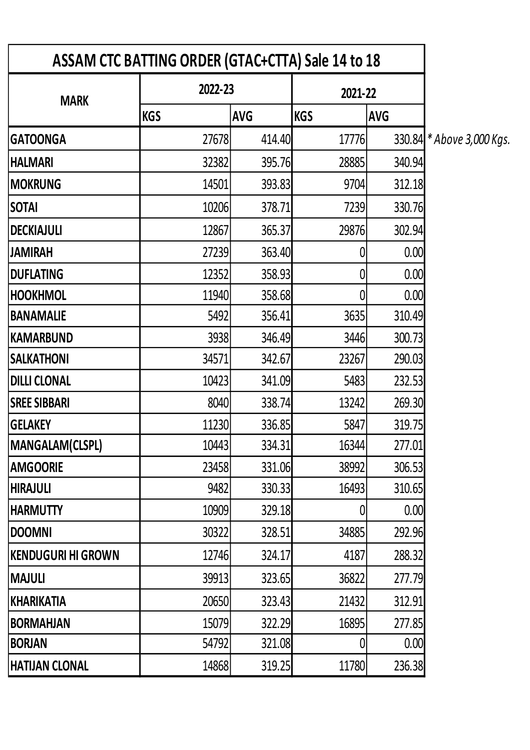| ASSAM CTC BATTING ORDER (GTAC+CTTA) Sale 14 to 18 | | | | |
|---|---|---|---|---|
| MARK | 2022-23 | | 2021-22 | |
| | KGS | AVG | KGS | AVG |
| GATOONGA | 27678 | 414.40 | 17776 | 330.84 |
| HALMARI | 32382 | 395.76 | 28885 | 340.94 |
| MOKRUNG | 14501 | 393.83 | 9704 | 312.18 |
| SOTAI | 10206 | 378.71 | 7239 | 330.76 |
| DECKIAJULI | 12867 | 365.37 | 29876 | 302.94 |
| JAMIRAH | 27239 | 363.40 | 0 | 0.00 |
| DUFLATING | 12352 | 358.93 | 0 | 0.00 |
| HOOKHMOL | 11940 | 358.68 | 0 | 0.00 |
| BANAMALIE | 5492 | 356.41 | 3635 | 310.49 |
| KAMARBUND | 3938 | 346.49 | 3446 | 300.73 |
| SALKATHONI | 34571 | 342.67 | 23267 | 290.03 |
| DILLI CLONAL | 10423 | 341.09 | 5483 | 232.53 |
| SREE SIBBARI | 8040 | 338.74 | 13242 | 269.30 |
| GELAKEY | 11230 | 336.85 | 5847 | 319.75 |
| MANGALAM(CLSPL) | 10443 | 334.31 | 16344 | 277.01 |
| AMGOORIE | 23458 | 331.06 | 38992 | 306.53 |
| HIRAJULI | 9482 | 330.33 | 16493 | 310.65 |
| HARMUTTY | 10909 | 329.18 | 0 | 0.00 |
| DOOMNI | 30322 | 328.51 | 34885 | 292.96 |
| KENDUGURI HI GROWN | 12746 | 324.17 | 4187 | 288.32 |
| MAJULI | 39913 | 323.65 | 36822 | 277.79 |
| KHARIKATIA | 20650 | 323.43 | 21432 | 312.91 |
| BORMAHJAN | 15079 | 322.29 | 16895 | 277.85 |
| BORJAN | 54792 | 321.08 | 0 | 0.00 |
| HATIJAN CLONAL | 14868 | 319.25 | 11780 | 236.38 |

*\* Above 3,000 Kgs.*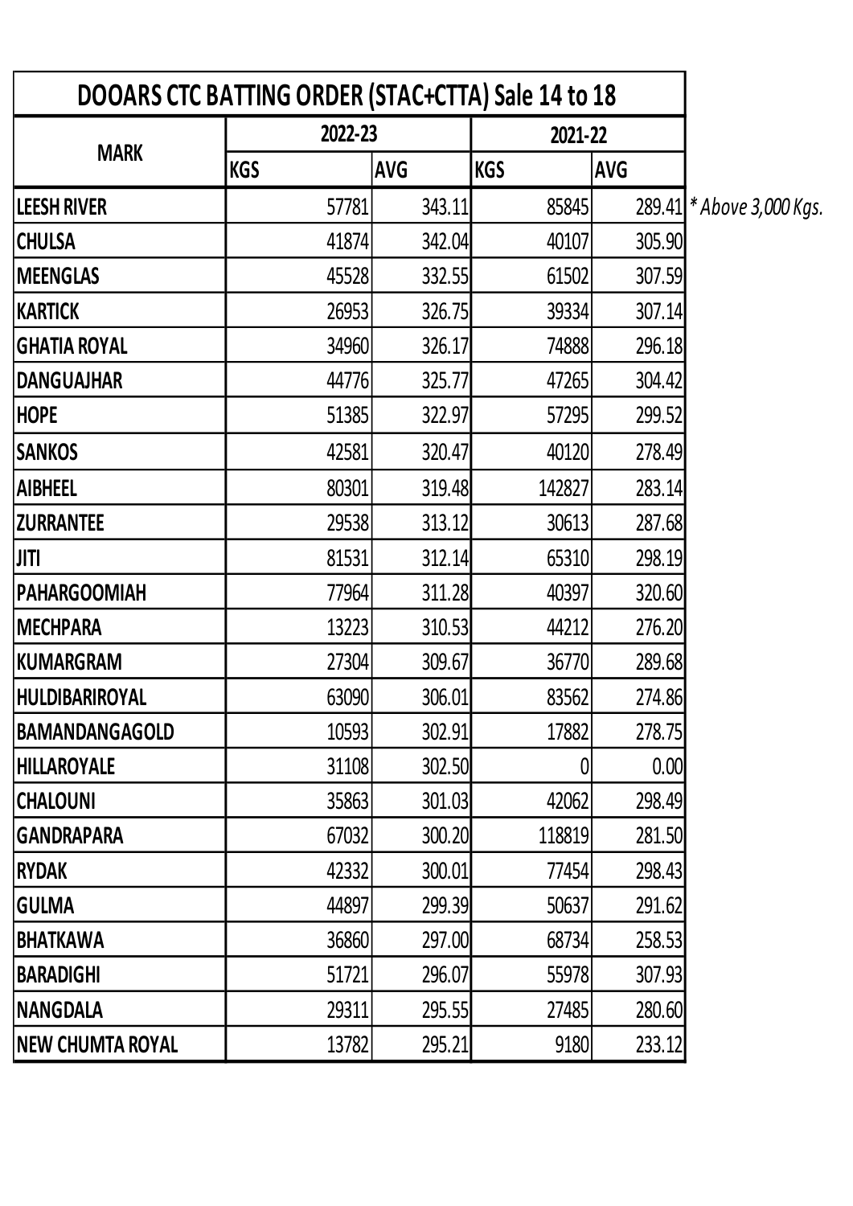| DOOARS CTC BATTING ORDER (STAC+CTTA) Sale 14 to 18 | | | | |
|---|---|---|---|---|
| MARK | 2022-23 | | 2021-22 | |
| | KGS | AVG | KGS | AVG |
| LEESH RIVER | 57781 | 343.11 | 85845 | 289.41 |
| CHULSA | 41874 | 342.04 | 40107 | 305.90 |
| MEENGLAS | 45528 | 332.55 | 61502 | 307.59 |
| KARTICK | 26953 | 326.75 | 39334 | 307.14 |
| GHATIA ROYAL | 34960 | 326.17 | 74888 | 296.18 |
| DANGUAJHAR | 44776 | 325.77 | 47265 | 304.42 |
| HOPE | 51385 | 322.97 | 57295 | 299.52 |
| SANKOS | 42581 | 320.47 | 40120 | 278.49 |
| AIBHEEL | 80301 | 319.48 | 142827 | 283.14 |
| ZURRANTEE | 29538 | 313.12 | 30613 | 287.68 |
| JITI | 81531 | 312.14 | 65310 | 298.19 |
| PAHARGOOMIAH | 77964 | 311.28 | 40397 | 320.60 |
| MECHPARA | 13223 | 310.53 | 44212 | 276.20 |
| KUMARGRAM | 27304 | 309.67 | 36770 | 289.68 |
| HULDIBARIROYAL | 63090 | 306.01 | 83562 | 274.86 |
| BAMANDANGAGOLD | 10593 | 302.91 | 17882 | 278.75 |
| HILLAROYALE | 31108 | 302.50 | 0 | 0.00 |
| CHALOUNI | 35863 | 301.03 | 42062 | 298.49 |
| GANDRAPARA | 67032 | 300.20 | 118819 | 281.50 |
| RYDAK | 42332 | 300.01 | 77454 | 298.43 |
| GULMA | 44897 | 299.39 | 50637 | 291.62 |
| BHATKAWA | 36860 | 297.00 | 68734 | 258.53 |
| BARADIGHI | 51721 | 296.07 | 55978 | 307.93 |
| NANGDALA | 29311 | 295.55 | 27485 | 280.60 |
| NEW CHUMTA ROYAL | 13782 | 295.21 | 9180 | 233.12 |

*\* Above 3,000 Kgs.*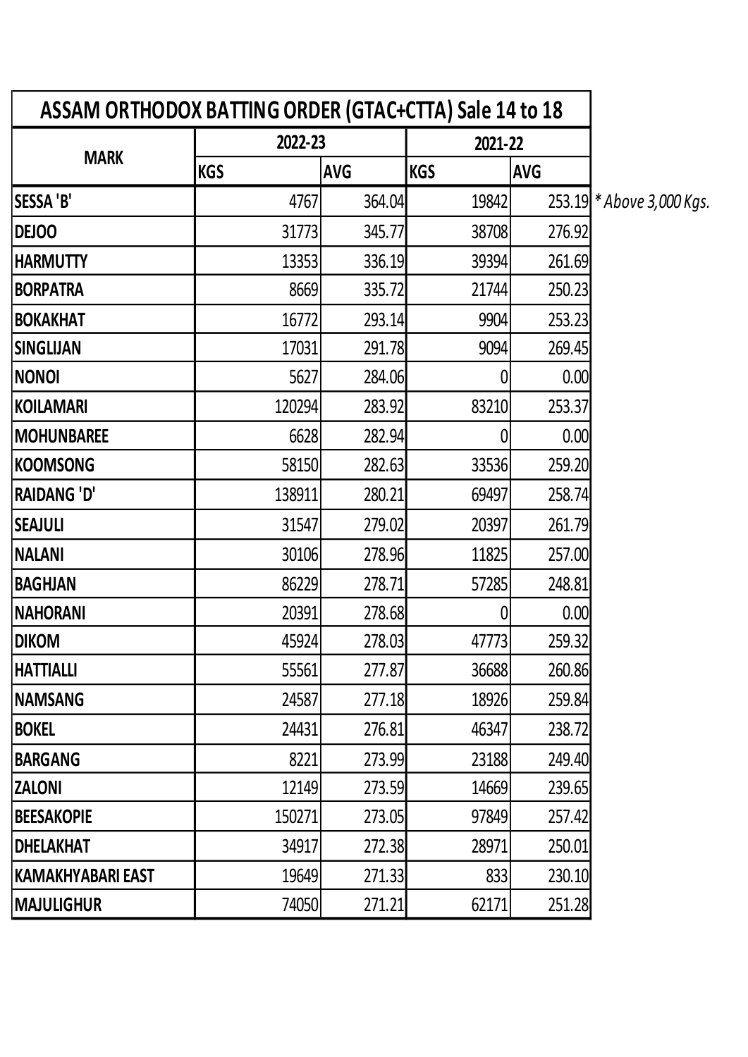| ASSAM ORTHODOX BATTING ORDER (GTAC+CTTA) Sale 14 to 18 | | | | |
|---|---|---|---|---|
| MARK | 2022-23 | | 2021-22 | |
| | KGS | AVG | KGS | AVG |
| SESSA 'B' | 4767 | 364.04 | 19842 | 253.19 |
| DEJOO | 31773 | 345.77 | 38708 | 276.92 |
| HARMUTTY | 13353 | 336.19 | 39394 | 261.69 |
| BORPATRA | 8669 | 335.72 | 21744 | 250.23 |
| BOKAKHAT | 16772 | 293.14 | 9904 | 253.23 |
| SINGLIJAN | 17031 | 291.78 | 9094 | 269.45 |
| NONOI | 5627 | 284.06 | 0 | 0.00 |
| KOILAMARI | 120294 | 283.92 | 83210 | 253.37 |
| MOHUNBAREE | 6628 | 282.94 | 0 | 0.00 |
| KOOMSONG | 58150 | 282.63 | 33536 | 259.20 |
| RAIDANG 'D' | 138911 | 280.21 | 69497 | 258.74 |
| SEAJULI | 31547 | 279.02 | 20397 | 261.79 |
| NALANI | 30106 | 278.96 | 11825 | 257.00 |
| BAGHJAN | 86229 | 278.71 | 57285 | 248.81 |
| NAHORANI | 20391 | 278.68 | 0 | 0.00 |
| DIKOM | 45924 | 278.03 | 47773 | 259.32 |
| HATTIALLI | 55561 | 277.87 | 36688 | 260.86 |
| NAMSANG | 24587 | 277.18 | 18926 | 259.84 |
| BOKEL | 24431 | 276.81 | 46347 | 238.72 |
| BARGANG | 8221 | 273.99 | 23188 | 249.40 |
| ZALONI | 12149 | 273.59 | 14669 | 239.65 |
| BEESAKOPIE | 150271 | 273.05 | 97849 | 257.42 |
| DHELAKHAT | 34917 | 272.38 | 28971 | 250.01 |
| KAMAKHYABARI EAST | 19649 | 271.33 | 833 | 230.10 |
| MAJULIGHUR | 74050 | 271.21 | 62171 | 251.28 |

*\* Above 3,000 Kgs.*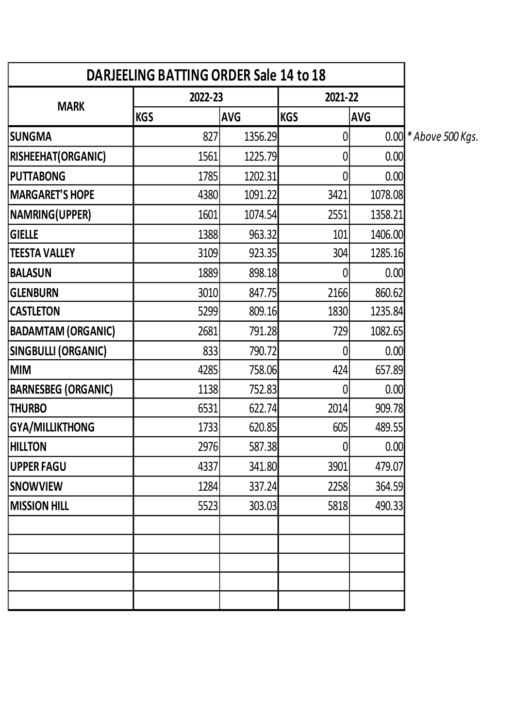| DARJEELING BATTING ORDER Sale 14 to 18 | | | | |
|---|---|---|---|---|
| MARK | 2022-23 | | 2021-22 | |
| | KGS | AVG | KGS | AVG |
| SUNGMA | 827 | 1356.29 | 0 | 0.00 |
| RISHEEHAT(ORGANIC) | 1561 | 1225.79 | 0 | 0.00 |
| PUTTABONG | 1785 | 1202.31 | 0 | 0.00 |
| MARGARET'S HOPE | 4380 | 1091.22 | 3421 | 1078.08 |
| NAMRING(UPPER) | 1601 | 1074.54 | 2551 | 1358.21 |
| GIELLE | 1388 | 963.32 | 101 | 1406.00 |
| TEESTA VALLEY | 3109 | 923.35 | 304 | 1285.16 |
| BALASUN | 1889 | 898.18 | 0 | 0.00 |
| GLENBURN | 3010 | 847.75 | 2166 | 860.62 |
| CASTLETON | 5299 | 809.16 | 1830 | 1235.84 |
| BADAMTAM (ORGANIC) | 2681 | 791.28 | 729 | 1082.65 |
| SINGBULLI (ORGANIC) | 833 | 790.72 | 0 | 0.00 |
| MIM | 4285 | 758.06 | 424 | 657.89 |
| BARNESBEG (ORGANIC) | 1138 | 752.83 | 0 | 0.00 |
| THURBO | 6531 | 622.74 | 2014 | 909.78 |
| GYA/MILLIKTHONG | 1733 | 620.85 | 605 | 489.55 |
| HILLTON | 2976 | 587.38 | 0 | 0.00 |
| UPPER FAGU | 4337 | 341.80 | 3901 | 479.07 |
| SNOWVIEW | 1284 | 337.24 | 2258 | 364.59 |
| MISSION HILL | 5523 | 303.03 | 5818 | 490.33 |
| | | | | |
| | | | | |
| | | | | |
| | | | | |
| | | | | |

*\* Above 500 Kgs.*